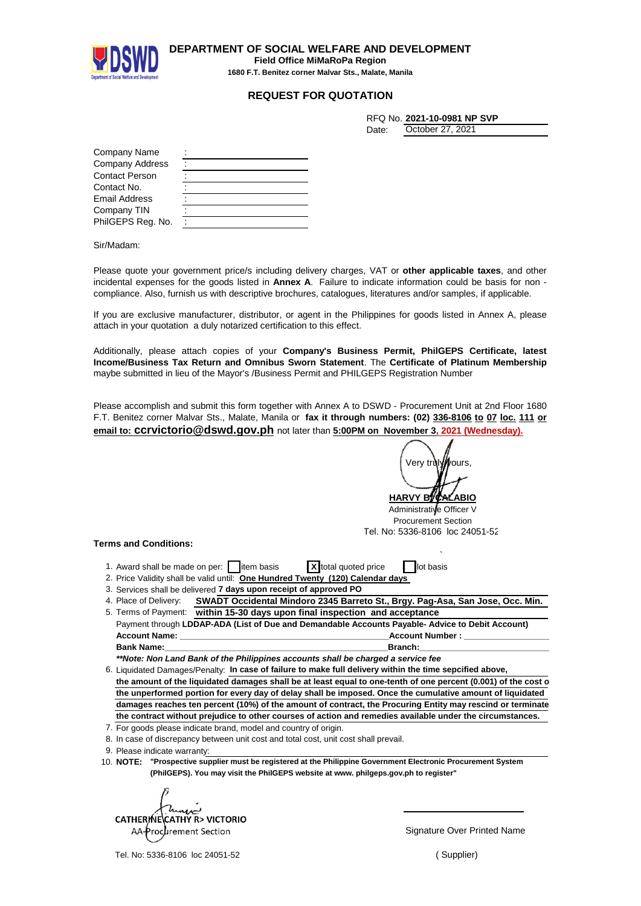**DEPARTMENT OF SOCIAL WELFARE AND DEVELOPMENT**
**Field Office MiMaRoPa Region**
**1680 F.T. Benitez corner Malvar Sts., Malate, Manila**

# REQUEST FOR QUOTATION

RFQ No. **2021-10-0981 NP SVP**
Date: October 27, 2021

| | |
|---|---|
| Company Name | : |
| Company Address | : |
| Contact Person | : |
| Contact No. | : |
| Email Address | : |
| Company TIN | : |
| PhilGEPS Reg. No. | : |

Sir/Madam:

Please quote your government price/s including delivery charges, VAT or **other applicable taxes**, and other incidental expenses for the goods listed in **Annex A**. Failure to indicate information could be basis for non - compliance. Also, furnish us with descriptive brochures, catalogues, literatures and/or samples, if applicable.

If you are exclusive manufacturer, distributor, or agent in the Philippines for goods listed in Annex A, please attach in your quotation a duly notarized certification to this effect.

Additionally, please attach copies of your **Company's Business Permit, PhilGEPS Certificate, latest Income/Business Tax Return and Omnibus Sworn Statement**. The **Certificate of Platinum Membership** maybe submitted in lieu of the Mayor's /Business Permit and PHILGEPS Registration Number

Please accomplish and submit this form together with Annex A to DSWD - Procurement Unit at 2nd Floor 1680 F.T. Benitez corner Malvar Sts., Malate, Manila or **fax it through numbers: (02) 336-8106 to 07 loc. 111 or email to: ccrvictorio@dswd.gov.ph** not later than **5:00PM on November 3, 2021 (Wednesday).**

Very truly yours,

**HARVY B. CALABIO**
Administrative Officer V
Procurement Section
Tel. No: 5336-8106 loc 24051-52

**Terms and Conditions:**

1. Award shall be made on per: [ ] item basis [X] total quoted price [ ] lot basis
2. Price Validity shall be valid until: **One Hundred Twenty (120) Calendar days**
3. Services shall be delivered **7 days upon receipt of approved PO**
4. Place of Delivery: **SWADT Occidental Mindoro 2345 Barreto St., Brgy. Pag-Asa, San Jose, Occ. Min.**
5. Terms of Payment: **within 15-30 days upon final inspection and acceptance**
   Payment through **LDDAP-ADA (List of Due and Demandable Accounts Payable- Advice to Debit Account)**
   **Account Name:** ______________________ **Account Number :** ______________
   **Bank Name:** ______________________ **Branch:** ______________
   ***Note: Non Land Bank of the Philippines accounts shall be charged a service fee***
6. Liquidated Damages/Penalty: **In case of failure to make full delivery within the time sepcified above, the amount of the liquidated damages shall be at least equal to one-tenth of one percent (0.001) of the cost o the unperformed portion for every day of delay shall be imposed. Once the cumulative amount of liquidated damages reaches ten percent (10%) of the amount of contract, the Procuring Entity may rescind or terminate the contract without prejudice to other courses of action and remedies available under the circumstances.**
7. For goods please indicate brand, model and country of origin.
8. In case of discrepancy between unit cost and total cost, unit cost shall prevail.
9. Please indicate warranty:
10. **NOTE: "Prospective supplier must be registered at the Philippine Government Electronic Procurement System (PhilGEPS). You may visit the PhilGEPS website at www. philgeps.gov.ph to register"**

**CATHERINE CATHY R> VICTORIO**
AA-Procurement Section

Tel. No: 5336-8106 loc 24051-52

Signature Over Printed Name

( Supplier)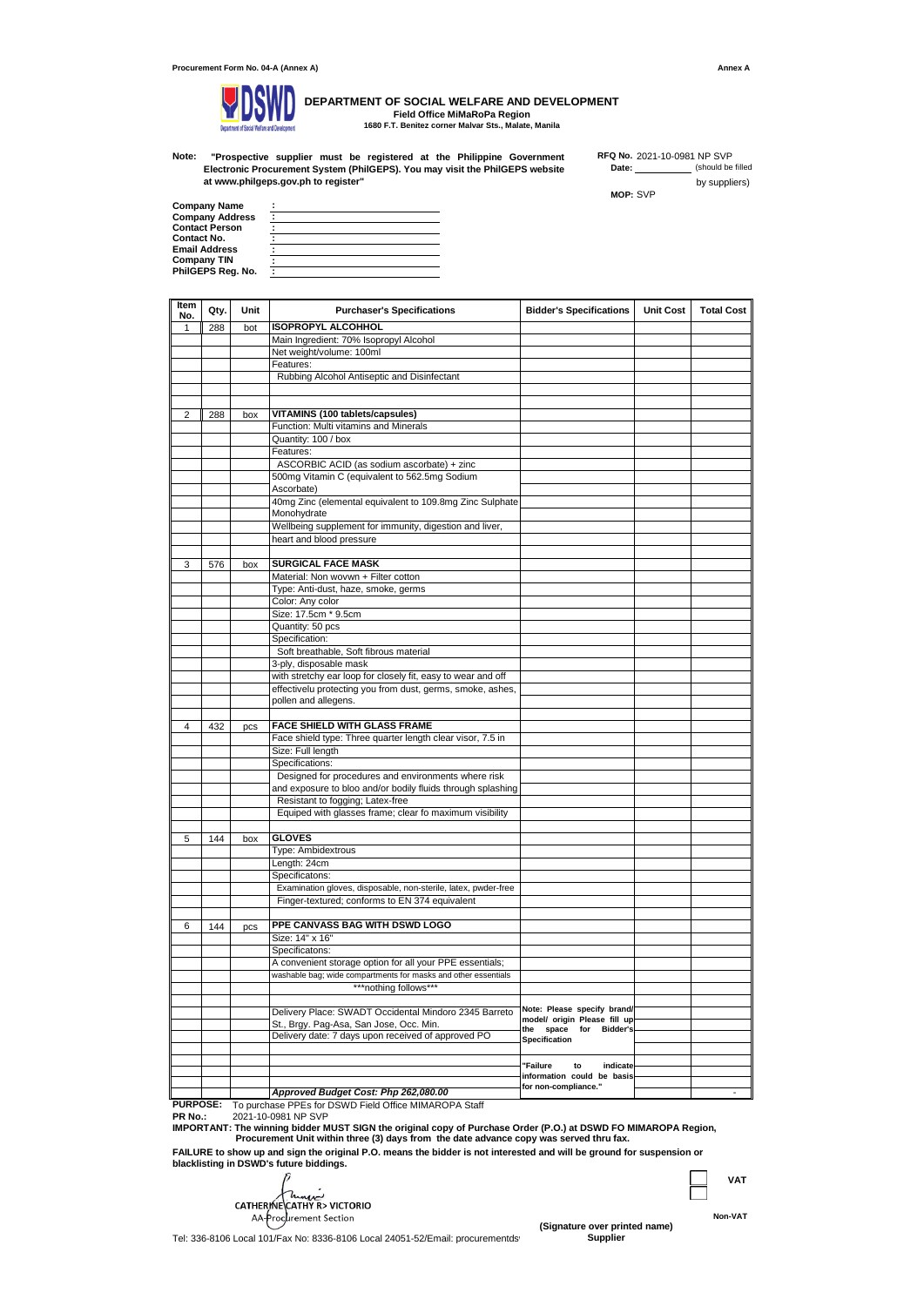Procurement Form No. 04-A (Annex A)

Annex A

# DEPARTMENT OF SOCIAL WELFARE AND DEVELOPMENT

**Field Office MiMaRoPa Region**

**1680 F.T. Benitez corner Malvar Sts., Malate, Manila**

**Note: "Prospective supplier must be registered at the Philippine Government Electronic Procurement System (PhilGEPS). You may visit the PhilGEPS website at www.philgeps.gov.ph to register"**

**RFQ No.** 2021-10-0981 NP SVP
**Date:** __________ (should be filled by suppliers)
**MOP:** SVP

**Company Name** :
**Company Address** :
**Contact Person** :
**Contact No.** :
**Email Address** :
**Company TIN** :
**PhilGEPS Reg. No.** :

| Item No. | Qty. | Unit | Purchaser's Specifications | Bidder's Specifications | Unit Cost | Total Cost |
|---|---|---|---|---|---|---|
| 1 | 288 | bot | **ISOPROPYL ALCOHHOL** | | | |
| | | | Main Ingredient: 70% Isopropyl Alcohol | | | |
| | | | Net weight/volume: 100ml | | | |
| | | | Features: | | | |
| | | | Rubbing Alcohol Antiseptic and Disinfectant | | | |
| 2 | 288 | box | **VITAMINS (100 tablets/capsules)** | | | |
| | | | Function: Multi vitamins and Minerals | | | |
| | | | Quantity: 100 / box | | | |
| | | | Features: | | | |
| | | | ASCORBIC ACID (as sodium ascorbate) + zinc | | | |
| | | | 500mg Vitamin C (equivalent to 562.5mg Sodium Ascorbate) | | | |
| | | | 40mg Zinc (elemental equivalent to 109.8mg Zinc Sulphate Monohydrate | | | |
| | | | Wellbeing supplement for immunity, digestion and liver, heart and blood pressure | | | |
| 3 | 576 | box | **SURGICAL FACE MASK** | | | |
| | | | Material: Non wovwn + Filter cotton | | | |
| | | | Type: Anti-dust, haze, smoke, germs | | | |
| | | | Color: Any color | | | |
| | | | Size: 17.5cm * 9.5cm | | | |
| | | | Quantity: 50 pcs | | | |
| | | | Specification: | | | |
| | | | Soft breathable, Soft fibrous material | | | |
| | | | 3-ply, disposable mask | | | |
| | | | with stretchy ear loop for closely fit, easy to wear and off | | | |
| | | | effectivelu protecting you from dust, germs, smoke, ashes, pollen and allegens. | | | |
| 4 | 432 | pcs | **FACE SHIELD WITH GLASS FRAME** | | | |
| | | | Face shield type: Three quarter length clear visor, 7.5 in | | | |
| | | | Size: Full length | | | |
| | | | Specifications: | | | |
| | | | Designed for procedures and environments where risk | | | |
| | | | and exposure to bloo and/or bodily fluids through splashing | | | |
| | | | Resistant to fogging; Latex-free | | | |
| | | | Equiped with glasses frame; clear fo maximum visibility | | | |
| 5 | 144 | box | **GLOVES** | | | |
| | | | Type: Ambidextrous | | | |
| | | | Length: 24cm | | | |
| | | | Specificatons: | | | |
| | | | Examination gloves, disposable, non-sterile, latex, pwder-free | | | |
| | | | Finger-textured; conforms to EN 374 equivalent | | | |
| 6 | 144 | pcs | **PPE CANVASS BAG WITH DSWD LOGO** | | | |
| | | | Size: 14" x 16" | | | |
| | | | Specificatons: | | | |
| | | | A convenient storage option for all your PPE essentials; | | | |
| | | | washable bag; wide compartments for masks and other essentials | | | |
| | | | ***nothing follows*** | | | |
| | | | Delivery Place: SWADT Occidental Mindoro 2345 Barreto St., Brgy. Pag-Asa, San Jose, Occ. Min. | **Note: Please specify brand/ model/ origin Please fill up the space for Bidder's Specification** | | |
| | | | Delivery date: 7 days upon received of approved PO | | | |
| | | | | **"Failure to indicate information could be basis for non-compliance."** | | |
| | | | ***Approved Budget Cost: Php 262,080.00*** | | | - |

**PURPOSE:** To purchase PPEs for DSWD Field Office MIMAROPA Staff

**PR No.:** 2021-10-0981 NP SVP

**IMPORTANT: The winning bidder MUST SIGN the original copy of Purchase Order (P.O.) at DSWD FO MIMAROPA Region, Procurement Unit within three (3) days from the date advance copy was served thru fax.**

**FAILURE to show up and sign the original P.O. means the bidder is not interested and will be ground for suspension or blacklisting in DSWD's future biddings.**

CATHERINE CATHY R> VICTORIO
AA-Procurement Section

☐ **VAT**

☐ **Non-VAT**

**(Signature over printed name)**
**Supplier**

Tel: 336-8106 Local 101/Fax No: 8336-8106 Local 24051-52/Email: procurementds